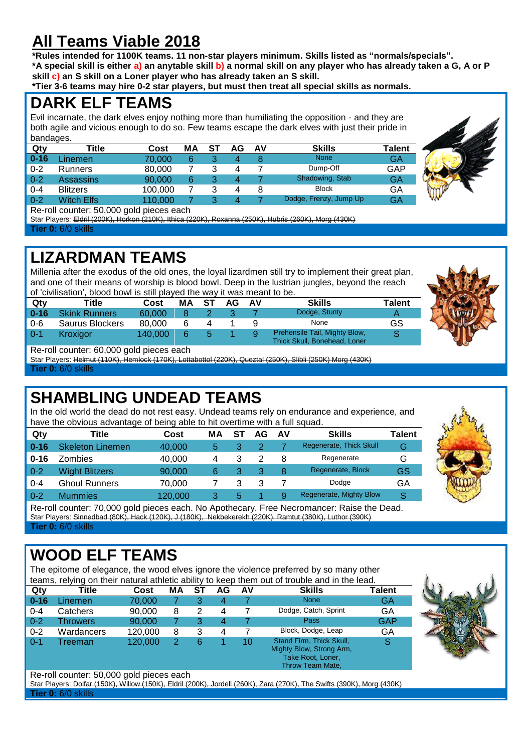# All Teams Viable 2018

**\*Rules intended for 1100K teams. 11 non-star players minimum. Skills listed as "normals/specials".**
**\*A special skill is either a) an anytable skill b) a normal skill on any player who has already taken a G, A or P skill c) an S skill on a Loner player who has already taken an S skill.**
**\*Tier 3-6 teams may hire 0-2 star players, but must then treat all special skills as normals.**

## DARK ELF TEAMS

Evil incarnate, the dark elves enjoy nothing more than humiliating the opposition - and they are both agile and vicious enough to do so. Few teams escape the dark elves with just their pride in bandages.

| Qty | Title | Cost | MA | ST | AG | AV | Skills | Talent |
|---|---|---|---|---|---|---|---|---|
| 0-16 | Linemen | 70,000 | 6 | 3 | 4 | 8 | None | GA |
| 0-2 | Runners | 80,000 | 7 | 3 | 4 | 7 | Dump-Off | GAP |
| 0-2 | Assassins | 90,000 | 6 | 3 | 4 | 7 | Shadowing, Stab | GA |
| 0-4 | Blitzers | 100,000 | 7 | 3 | 4 | 8 | Block | GA |
| 0-2 | Witch Elfs | 110,000 | 7 | 3 | 4 | 7 | Dodge, Frenzy, Jump Up | GA |

Re-roll counter: 50,000 gold pieces each

Star Players: ~~Eldril (200K), Horkon (210K), Ithica (220K), Roxanna (250K), Hubris (260K), Morg (430K)~~

**Tier 0:** 6/0 skills

## LIZARDMAN TEAMS

Millenia after the exodus of the old ones, the loyal lizardmen still try to implement their great plan, and one of their means of worship is blood bowl. Deep in the lustrian jungles, beyond the reach of 'civilisation', blood bowl is still played the way it was meant to be.

| Qty | Title | Cost | MA | ST | AG | AV | Skills | Talent |
|---|---|---|---|---|---|---|---|---|
| 0-16 | Skink Runners | 60,000 | 8 | 2 | 3 | 7 | Dodge, Stunty | A |
| 0-6 | Saurus Blockers | 80,000 | 6 | 4 | 1 | 9 | None | GS |
| 0-1 | Kroxigor | 140,000 | 6 | 5 | 1 | 9 | Prehensile Tail, Mighty Blow, Thick Skull, Bonehead, Loner | S |

Re-roll counter: 60,000 gold pieces each

Star Players: ~~Helmut (110K), Hemlock (170K), Lottabottol (220K), Queztal (250K), Slibli (250K) Morg (430K)~~

**Tier 0:** 6/0 skills

## SHAMBLING UNDEAD TEAMS

In the old world the dead do not rest easy. Undead teams rely on endurance and experience, and have the obvious advantage of being able to hit overtime with a full squad.

| Qty | Title | Cost | MA | ST | AG | AV | Skills | Talent |
|---|---|---|---|---|---|---|---|---|
| 0-16 | Skeleton Linemen | 40,000 | 5 | 3 | 2 | 7 | Regenerate, Thick Skull | G |
| 0-16 | Zombies | 40,000 | 4 | 3 | 2 | 8 | Regenerate | G |
| 0-2 | Wight Blitzers | 90,000 | 6 | 3 | 3 | 8 | Regenerate, Block | GS |
| 0-4 | Ghoul Runners | 70,000 | 7 | 3 | 3 | 7 | Dodge | GA |
| 0-2 | Mummies | 120,000 | 3 | 5 | 1 | 9 | Regenerate, Mighty Blow | S |

Re-roll counter: 70,000 gold pieces each. No Apothecary. Free Necromancer: Raise the Dead.

Star Players: ~~Sinnedbad (80K), Hack (120K), J (180K), Nekbekerekh (220K), Ramtut (380K), Luthor (390K)~~

**Tier 0:** 6/0 skills

## WOOD ELF TEAMS

The epitome of elegance, the wood elves ignore the violence preferred by so many other teams, relying on their natural athletic ability to keep them out of trouble and in the lead.

| Qty | Title | Cost | MA | ST | AG | AV | Skills | Talent |
|---|---|---|---|---|---|---|---|---|
| 0-16 | Linemen | 70,000 | 7 | 3 | 4 | 7 | None | GA |
| 0-4 | Catchers | 90,000 | 8 | 2 | 4 | 7 | Dodge, Catch, Sprint | GA |
| 0-2 | Throwers | 90,000 | 7 | 3 | 4 | 7 | Pass | GAP |
| 0-2 | Wardancers | 120,000 | 8 | 3 | 4 | 7 | Block, Dodge, Leap | GA |
| 0-1 | Treeman | 120,000 | 2 | 6 | 1 | 10 | Stand Firm, Thick Skull, Mighty Blow, Strong Arm, Take Root, Loner, Throw Team Mate, | S |

Re-roll counter: 50,000 gold pieces each

Star Players: ~~Dolfar (150K), Willow (150K), Eldril (200K), Jordell (260K), Zara (270K), The Swifts (390K), Morg (430K)~~

**Tier 0:** 6/0 skills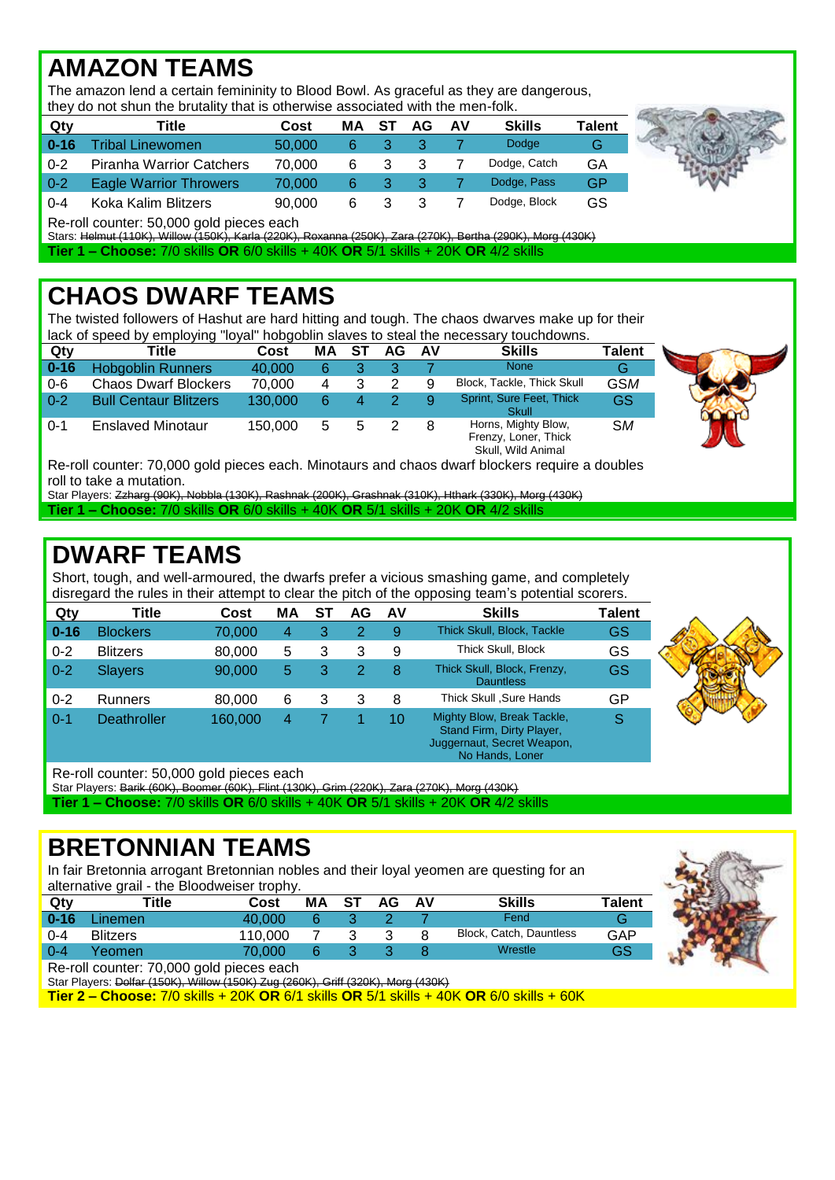# AMAZON TEAMS

The amazon lend a certain femininity to Blood Bowl. As graceful as they are dangerous, they do not shun the brutality that is otherwise associated with the men-folk.

| Qty | Title | Cost | MA | ST | AG | AV | Skills | Talent |
|---|---|---|---|---|---|---|---|---|
| 0-16 | Tribal Linewomen | 50,000 | 6 | 3 | 3 | 7 | Dodge | G |
| 0-2 | Piranha Warrior Catchers | 70,000 | 6 | 3 | 3 | 7 | Dodge, Catch | GA |
| 0-2 | Eagle Warrior Throwers | 70,000 | 6 | 3 | 3 | 7 | Dodge, Pass | GP |
| 0-4 | Koka Kalim Blitzers | 90,000 | 6 | 3 | 3 | 7 | Dodge, Block | GS |

Re-roll counter: 50,000 gold pieces each

Stars: ~~Helmut (110K), Willow (150K), Karla (220K), Roxanna (250K), Zara (270K), Bertha (290K), Morg (430K)~~

**Tier 1 – Choose:** 7/0 skills **OR** 6/0 skills + 40K **OR** 5/1 skills + 20K **OR** 4/2 skills

# CHAOS DWARF TEAMS

The twisted followers of Hashut are hard hitting and tough. The chaos dwarves make up for their lack of speed by employing "loyal" hobgoblin slaves to steal the necessary touchdowns.

| Qty | Title | Cost | MA | ST | AG | AV | Skills | Talent |
|---|---|---|---|---|---|---|---|---|
| 0-16 | Hobgoblin Runners | 40,000 | 6 | 3 | 3 | 7 | None | G |
| 0-6 | Chaos Dwarf Blockers | 70,000 | 4 | 3 | 2 | 9 | Block, Tackle, Thick Skull | GS*M* |
| 0-2 | Bull Centaur Blitzers | 130,000 | 6 | 4 | 2 | 9 | Sprint, Sure Feet, Thick Skull | GS |
| 0-1 | Enslaved Minotaur | 150,000 | 5 | 5 | 2 | 8 | Horns, Mighty Blow, Frenzy, Loner, Thick Skull, Wild Animal | S*M* |

Re-roll counter: 70,000 gold pieces each. Minotaurs and chaos dwarf blockers require a doubles roll to take a mutation.

Star Players: ~~Zzharg (90K), Nobbla (130K), Rashnak (200K), Grashnak (310K), Hthark (330K), Morg (430K)~~

**Tier 1 – Choose:** 7/0 skills **OR** 6/0 skills + 40K **OR** 5/1 skills + 20K **OR** 4/2 skills

# DWARF TEAMS

Short, tough, and well-armoured, the dwarfs prefer a vicious smashing game, and completely disregard the rules in their attempt to clear the pitch of the opposing team's potential scorers.

| Qty | Title | Cost | MA | ST | AG | AV | Skills | Talent |
|---|---|---|---|---|---|---|---|---|
| 0-16 | Blockers | 70,000 | 4 | 3 | 2 | 9 | Thick Skull, Block, Tackle | GS |
| 0-2 | Blitzers | 80,000 | 5 | 3 | 3 | 9 | Thick Skull, Block | GS |
| 0-2 | Slayers | 90,000 | 5 | 3 | 2 | 8 | Thick Skull, Block, Frenzy, Dauntless | GS |
| 0-2 | Runners | 80,000 | 6 | 3 | 3 | 8 | Thick Skull ,Sure Hands | GP |
| 0-1 | Deathroller | 160,000 | 4 | 7 | 1 | 10 | Mighty Blow, Break Tackle, Stand Firm, Dirty Player, Juggernaut, Secret Weapon, No Hands, Loner | S |

Re-roll counter: 50,000 gold pieces each

Star Players: ~~Barik (60K), Boomer (60K), Flint (130K), Grim (220K), Zara (270K), Morg (430K)~~

**Tier 1 – Choose:** 7/0 skills **OR** 6/0 skills + 40K **OR** 5/1 skills + 20K **OR** 4/2 skills

# BRETONNIAN TEAMS

In fair Bretonnia arrogant Bretonnian nobles and their loyal yeomen are questing for an alternative grail - the Bloodweiser trophy.

| Qty | Title | Cost | MA | ST | AG | AV | Skills | Talent |
|---|---|---|---|---|---|---|---|---|
| 0-16 | Linemen | 40,000 | 6 | 3 | 2 | 7 | Fend | G |
| 0-4 | Blitzers | 110,000 | 7 | 3 | 3 | 8 | Block, Catch, Dauntless | GAP |
| 0-4 | Yeomen | 70,000 | 6 | 3 | 3 | 8 | Wrestle | GS |

Re-roll counter: 70,000 gold pieces each

Star Players: ~~Dolfar (150K), Willow (150K) Zug (260K), Griff (320K), Morg (430K)~~

**Tier 2 – Choose:** 7/0 skills + 20K **OR** 6/1 skills **OR** 5/1 skills + 40K **OR** 6/0 skills + 60K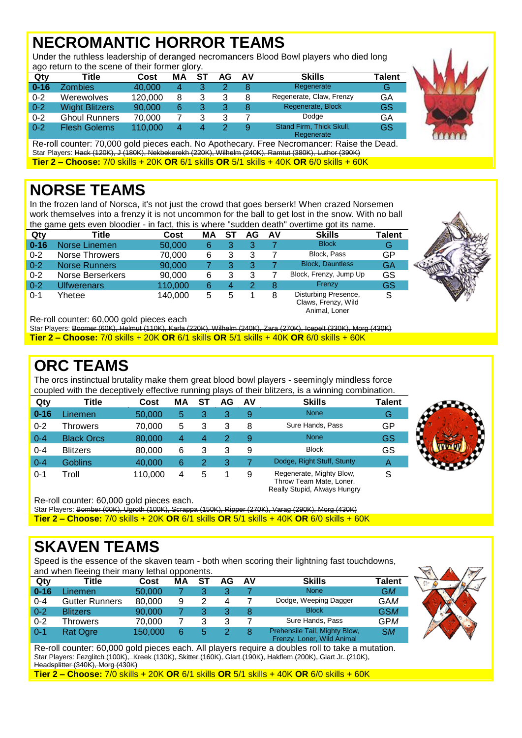# NECROMANTIC HORROR TEAMS

Under the ruthless leadership of deranged necromancers Blood Bowl players who died long ago return to the scene of their former glory.

| Qty | Title | Cost | MA | ST | AG | AV | Skills | Talent |
|---|---|---|---|---|---|---|---|---|
| 0-16 | Zombies | 40,000 | 4 | 3 | 2 | 8 | Regenerate | G |
| 0-2 | Werewolves | 120,000 | 8 | 3 | 3 | 8 | Regenerate, Claw, Frenzy | GA |
| 0-2 | Wight Blitzers | 90,000 | 6 | 3 | 3 | 8 | Regenerate, Block | GS |
| 0-2 | Ghoul Runners | 70,000 | 7 | 3 | 3 | 7 | Dodge | GA |
| 0-2 | Flesh Golems | 110,000 | 4 | 4 | 2 | 9 | Stand Firm, Thick Skull, Regenerate | GS |

Re-roll counter: 70,000 gold pieces each. No Apothecary. Free Necromancer: Raise the Dead.

Star Players: ~~Hack (120K), J (180K), Nekbekerekh (220K), Wilhelm (240K), Ramtut (380K), Luthor (390K)~~

**Tier 2 – Choose:** 7/0 skills + 20K **OR** 6/1 skills **OR** 5/1 skills + 40K **OR** 6/0 skills + 60K

# NORSE TEAMS

In the frozen land of Norsca, it's not just the crowd that goes berserk! When crazed Norsemen work themselves into a frenzy it is not uncommon for the ball to get lost in the snow. With no ball the game gets even bloodier - in fact, this is where "sudden death" overtime got its name.

| Qty | Title | Cost | MA | ST | AG | AV | Skills | Talent |
|---|---|---|---|---|---|---|---|---|
| 0-16 | Norse Linemen | 50,000 | 6 | 3 | 3 | 7 | Block | G |
| 0-2 | Norse Throwers | 70,000 | 6 | 3 | 3 | 7 | Block, Pass | GP |
| 0-2 | Norse Runners | 90,000 | 7 | 3 | 3 | 7 | Block, Dauntless | GA |
| 0-2 | Norse Berserkers | 90,000 | 6 | 3 | 3 | 7 | Block, Frenzy, Jump Up | GS |
| 0-2 | Ulfwerenars | 110,000 | 6 | 4 | 2 | 8 | Frenzy | GS |
| 0-1 | Yhetee | 140,000 | 5 | 5 | 1 | 8 | Disturbing Presence, Claws, Frenzy, Wild Animal, Loner | S |

Re-roll counter: 60,000 gold pieces each

Star Players: ~~Boomer (60K), Helmut (110K), Karla (220K), Wilhelm (240K), Zara (270K), Icepelt (330K), Morg (430K)~~

**Tier 2 – Choose:** 7/0 skills + 20K **OR** 6/1 skills **OR** 5/1 skills + 40K **OR** 6/0 skills + 60K

# ORC TEAMS

The orcs instinctual brutality make them great blood bowl players - seemingly mindless force coupled with the deceptively effective running plays of their blitzers, is a winning combination.

| Qty | Title | Cost | MA | ST | AG | AV | Skills | Talent |
|---|---|---|---|---|---|---|---|---|
| 0-16 | Linemen | 50,000 | 5 | 3 | 3 | 9 | None | G |
| 0-2 | Throwers | 70,000 | 5 | 3 | 3 | 8 | Sure Hands, Pass | GP |
| 0-4 | Black Orcs | 80,000 | 4 | 4 | 2 | 9 | None | GS |
| 0-4 | Blitzers | 80,000 | 6 | 3 | 3 | 9 | Block | GS |
| 0-4 | Goblins | 40,000 | 6 | 2 | 3 | 7 | Dodge, Right Stuff, Stunty | A |
| 0-1 | Troll | 110,000 | 4 | 5 | 1 | 9 | Regenerate, Mighty Blow, Throw Team Mate, Loner, Really Stupid, Always Hungry | S |

Re-roll counter: 60,000 gold pieces each.

Star Players: ~~Bomber (60K), Ugroth (100K), Scrappa (150K), Ripper (270K), Varag (290K), Morg (430K)~~

**Tier 2 – Choose:** 7/0 skills + 20K **OR** 6/1 skills **OR** 5/1 skills + 40K **OR** 6/0 skills + 60K

# SKAVEN TEAMS

Speed is the essence of the skaven team - both when scoring their lightning fast touchdowns, and when fleeing their many lethal opponents.

| Qty | Title | Cost | MA | ST | AG | AV | Skills | Talent |
|---|---|---|---|---|---|---|---|---|
| 0-16 | Linemen | 50,000 | 7 | 3 | 3 | 7 | None | G*M* |
| 0-4 | Gutter Runners | 80,000 | 9 | 2 | 4 | 7 | Dodge, Weeping Dagger | GA*M* |
| 0-2 | Blitzers | 90,000 | 7 | 3 | 3 | 8 | Block | GS*M* |
| 0-2 | Throwers | 70,000 | 7 | 3 | 3 | 7 | Sure Hands, Pass | GP*M* |
| 0-1 | Rat Ogre | 150,000 | 6 | 5 | 2 | 8 | Prehensile Tail, Mighty Blow, Frenzy, Loner, Wild Animal | S*M* |

Re-roll counter: 60,000 gold pieces each. All players require a doubles roll to take a mutation.

Star Players: ~~Fezglitch (100K), Kreek (130K), Skitter (160K), Glart (190K), Hakflem (200K), Glart Jr. (210K), Headsplitter (340K), Morg (430K)~~

**Tier 2 – Choose:** 7/0 skills + 20K **OR** 6/1 skills **OR** 5/1 skills + 40K **OR** 6/0 skills + 60K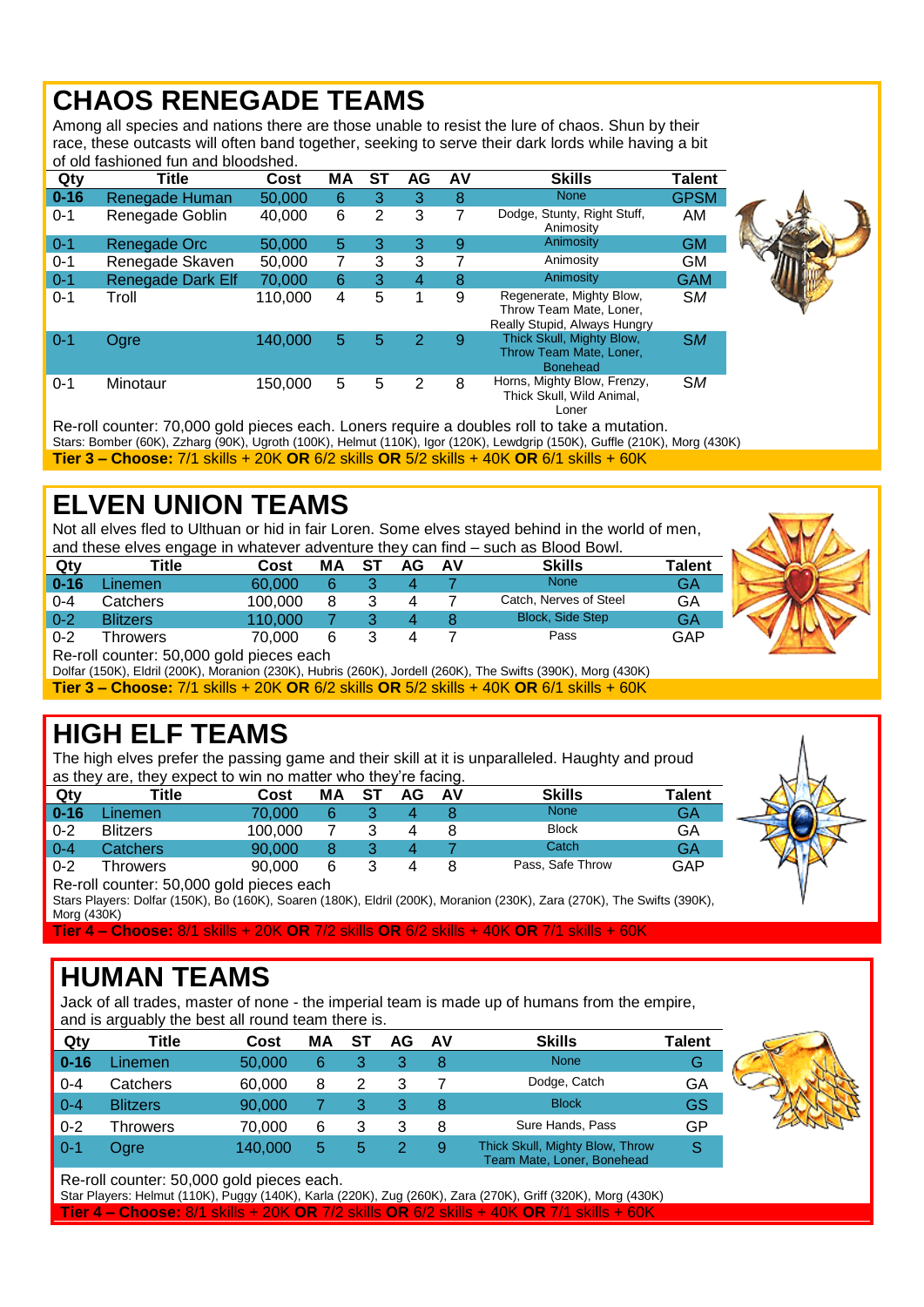# CHAOS RENEGADE TEAMS

Among all species and nations there are those unable to resist the lure of chaos. Shun by their race, these outcasts will often band together, seeking to serve their dark lords while having a bit of old fashioned fun and bloodshed.

| Qty | Title | Cost | MA | ST | AG | AV | Skills | Talent |
|---|---|---|---|---|---|---|---|---|
| 0-16 | Renegade Human | 50,000 | 6 | 3 | 3 | 8 | None | GPSM |
| 0-1 | Renegade Goblin | 40,000 | 6 | 2 | 3 | 7 | Dodge, Stunty, Right Stuff, Animosity | AM |
| 0-1 | Renegade Orc | 50,000 | 5 | 3 | 3 | 9 | Animosity | GM |
| 0-1 | Renegade Skaven | 50,000 | 7 | 3 | 3 | 7 | Animosity | GM |
| 0-1 | Renegade Dark Elf | 70,000 | 6 | 3 | 4 | 8 | Animosity | GAM |
| 0-1 | Troll | 110,000 | 4 | 5 | 1 | 9 | Regenerate, Mighty Blow, Throw Team Mate, Loner, Really Stupid, Always Hungry | SM |
| 0-1 | Ogre | 140,000 | 5 | 5 | 2 | 9 | Thick Skull, Mighty Blow, Throw Team Mate, Loner, Bonehead | SM |
| 0-1 | Minotaur | 150,000 | 5 | 5 | 2 | 8 | Horns, Mighty Blow, Frenzy, Thick Skull, Wild Animal, Loner | SM |

Re-roll counter: 70,000 gold pieces each. Loners require a doubles roll to take a mutation.

Stars: Bomber (60K), Zzharg (90K), Ugroth (100K), Helmut (110K), Igor (120K), Lewdgrip (150K), Guffle (210K), Morg (430K)

**Tier 3 – Choose:** 7/1 skills + 20K **OR** 6/2 skills **OR** 5/2 skills + 40K **OR** 6/1 skills + 60K

# ELVEN UNION TEAMS

Not all elves fled to Ulthuan or hid in fair Loren. Some elves stayed behind in the world of men, and these elves engage in whatever adventure they can find – such as Blood Bowl.

| Qty | Title | Cost | MA | ST | AG | AV | Skills | Talent |
|---|---|---|---|---|---|---|---|---|
| 0-16 | Linemen | 60,000 | 6 | 3 | 4 | 7 | None | GA |
| 0-4 | Catchers | 100,000 | 8 | 3 | 4 | 7 | Catch, Nerves of Steel | GA |
| 0-2 | Blitzers | 110,000 | 7 | 3 | 4 | 8 | Block, Side Step | GA |
| 0-2 | Throwers | 70,000 | 6 | 3 | 4 | 7 | Pass | GAP |

Re-roll counter: 50,000 gold pieces each

Dolfar (150K), Eldril (200K), Moranion (230K), Hubris (260K), Jordell (260K), The Swifts (390K), Morg (430K)

**Tier 3 – Choose:** 7/1 skills + 20K **OR** 6/2 skills **OR** 5/2 skills + 40K **OR** 6/1 skills + 60K

# HIGH ELF TEAMS

The high elves prefer the passing game and their skill at it is unparalleled. Haughty and proud as they are, they expect to win no matter who they're facing.

| Qty | Title | Cost | MA | ST | AG | AV | Skills | Talent |
|---|---|---|---|---|---|---|---|---|
| 0-16 | Linemen | 70,000 | 6 | 3 | 4 | 8 | None | GA |
| 0-2 | Blitzers | 100,000 | 7 | 3 | 4 | 8 | Block | GA |
| 0-4 | Catchers | 90,000 | 8 | 3 | 4 | 7 | Catch | GA |
| 0-2 | Throwers | 90,000 | 6 | 3 | 4 | 8 | Pass, Safe Throw | GAP |

Re-roll counter: 50,000 gold pieces each

Stars Players: Dolfar (150K), Bo (160K), Soaren (180K), Eldril (200K), Moranion (230K), Zara (270K), The Swifts (390K), Morg (430K)

**Tier 4 – Choose:** 8/1 skills + 20K **OR** 7/2 skills **OR** 6/2 skills + 40K **OR** 7/1 skills + 60K

# HUMAN TEAMS

Jack of all trades, master of none - the imperial team is made up of humans from the empire, and is arguably the best all round team there is.

| Qty | Title | Cost | MA | ST | AG | AV | Skills | Talent |
|---|---|---|---|---|---|---|---|---|
| 0-16 | Linemen | 50,000 | 6 | 3 | 3 | 8 | None | G |
| 0-4 | Catchers | 60,000 | 8 | 2 | 3 | 7 | Dodge, Catch | GA |
| 0-4 | Blitzers | 90,000 | 7 | 3 | 3 | 8 | Block | GS |
| 0-2 | Throwers | 70,000 | 6 | 3 | 3 | 8 | Sure Hands, Pass | GP |
| 0-1 | Ogre | 140,000 | 5 | 5 | 2 | 9 | Thick Skull, Mighty Blow, Throw Team Mate, Loner, Bonehead | S |

Re-roll counter: 50,000 gold pieces each.

Star Players: Helmut (110K), Puggy (140K), Karla (220K), Zug (260K), Zara (270K), Griff (320K), Morg (430K)

**Tier 4 – Choose:** 8/1 skills + 20K **OR** 7/2 skills **OR** 6/2 skills + 40K **OR** 7/1 skills + 60K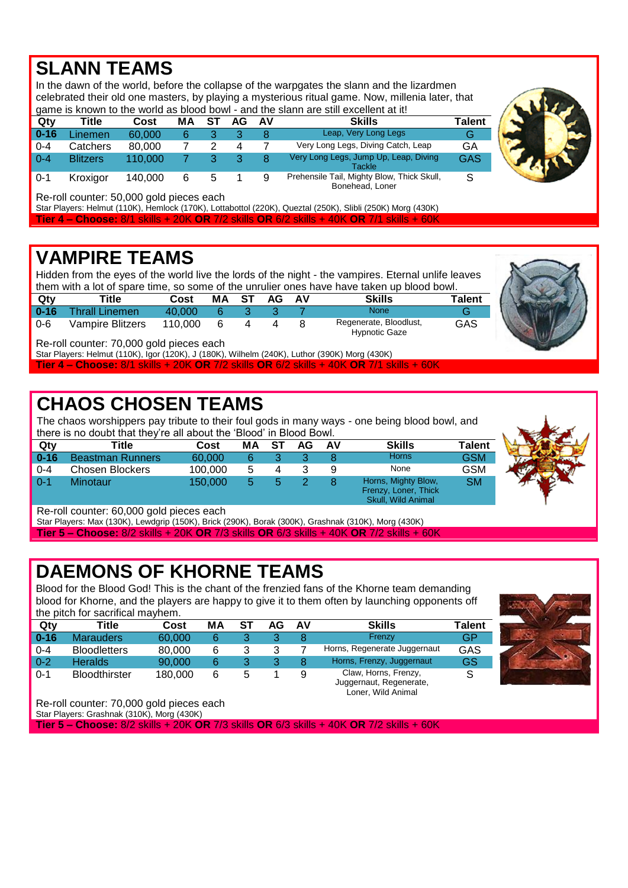# SLANN TEAMS

In the dawn of the world, before the collapse of the warpgates the slann and the lizardmen celebrated their old one masters, by playing a mysterious ritual game. Now, millenia later, that game is known to the world as blood bowl - and the slann are still excellent at it!

| Qty | Title | Cost | MA | ST | AG | AV | Skills | Talent |
|---|---|---|---|---|---|---|---|---|
| 0-16 | Linemen | 60,000 | 6 | 3 | 3 | 8 | Leap, Very Long Legs | G |
| 0-4 | Catchers | 80,000 | 7 | 2 | 4 | 7 | Very Long Legs, Diving Catch, Leap | GA |
| 0-4 | Blitzers | 110,000 | 7 | 3 | 3 | 8 | Very Long Legs, Jump Up, Leap, Diving Tackle | GAS |
| 0-1 | Kroxigor | 140,000 | 6 | 5 | 1 | 9 | Prehensile Tail, Mighty Blow, Thick Skull, Bonehead, Loner | S |

Re-roll counter: 50,000 gold pieces each

Star Players: Helmut (110K), Hemlock (170K), Lottabottol (220K), Queztal (250K), Slibli (250K) Morg (430K)

**Tier 4 – Choose:** 8/1 skills + 20K **OR** 7/2 skills **OR** 6/2 skills + 40K **OR** 7/1 skills + 60K

# VAMPIRE TEAMS

Hidden from the eyes of the world live the lords of the night - the vampires. Eternal unlife leaves them with a lot of spare time, so some of the unrulier ones have have taken up blood bowl.

| Qty | Title | Cost | MA | ST | AG | AV | Skills | Talent |
|---|---|---|---|---|---|---|---|---|
| 0-16 | Thrall Linemen | 40,000 | 6 | 3 | 3 | 7 | None | G |
| 0-6 | Vampire Blitzers | 110,000 | 6 | 4 | 4 | 8 | Regenerate, Bloodlust, Hypnotic Gaze | GAS |

Re-roll counter: 70,000 gold pieces each

Star Players: Helmut (110K), Igor (120K), J (180K), Wilhelm (240K), Luthor (390K) Morg (430K)

**Tier 4 – Choose:** 8/1 skills + 20K **OR** 7/2 skills **OR** 6/2 skills + 40K **OR** 7/1 skills + 60K

# CHAOS CHOSEN TEAMS

The chaos worshippers pay tribute to their foul gods in many ways - one being blood bowl, and there is no doubt that they're all about the 'Blood' in Blood Bowl.

| Qty | Title | Cost | MA | ST | AG | AV | Skills | Talent |
|---|---|---|---|---|---|---|---|---|
| 0-16 | Beastman Runners | 60,000 | 6 | 3 | 3 | 8 | Horns | GSM |
| 0-4 | Chosen Blockers | 100,000 | 5 | 4 | 3 | 9 | None | GSM |
| 0-1 | Minotaur | 150,000 | 5 | 5 | 2 | 8 | Horns, Mighty Blow, Frenzy, Loner, Thick Skull, Wild Animal | SM |

Re-roll counter: 60,000 gold pieces each

Star Players: Max (130K), Lewdgrip (150K), Brick (290K), Borak (300K), Grashnak (310K), Morg (430K)

**Tier 5 – Choose:** 8/2 skills + 20K **OR** 7/3 skills **OR** 6/3 skills + 40K **OR** 7/2 skills + 60K

# DAEMONS OF KHORNE TEAMS

Blood for the Blood God! This is the chant of the frenzied fans of the Khorne team demanding blood for Khorne, and the players are happy to give it to them often by launching opponents off the pitch for sacrifical mayhem.

| Qty | Title | Cost | MA | ST | AG | AV | Skills | Talent |
|---|---|---|---|---|---|---|---|---|
| 0-16 | Marauders | 60,000 | 6 | 3 | 3 | 8 | Frenzy | GP |
| 0-4 | Bloodletters | 80,000 | 6 | 3 | 3 | 7 | Horns, Regenerate Juggernaut | GAS |
| 0-2 | Heralds | 90,000 | 6 | 3 | 3 | 8 | Horns, Frenzy, Juggernaut | GS |
| 0-1 | Bloodthirster | 180,000 | 6 | 5 | 1 | 9 | Claw, Horns, Frenzy, Juggernaut, Regenerate, Loner, Wild Animal | S |

Re-roll counter: 70,000 gold pieces each

Star Players: Grashnak (310K), Morg (430K)

**Tier 5 – Choose:** 8/2 skills + 20K **OR** 7/3 skills **OR** 6/3 skills + 40K **OR** 7/2 skills + 60K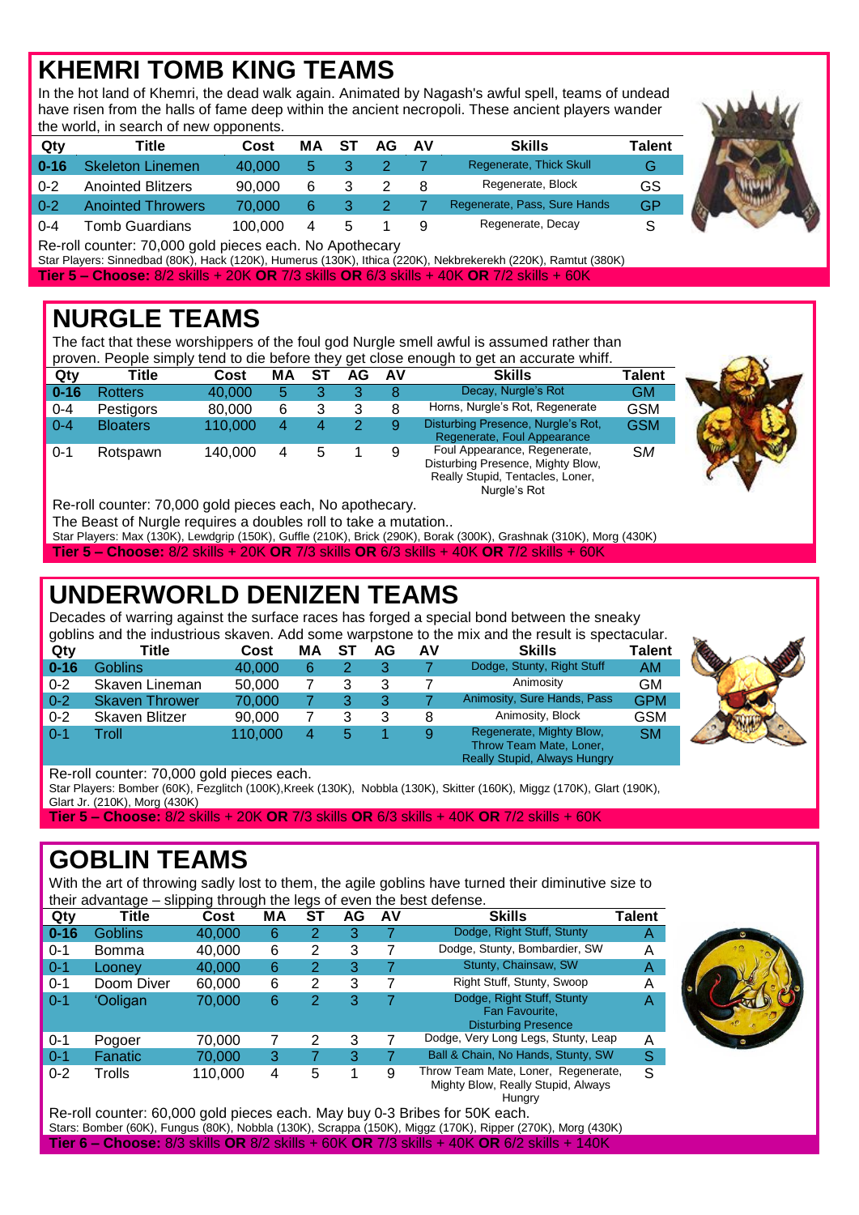# KHEMRI TOMB KING TEAMS

In the hot land of Khemri, the dead walk again. Animated by Nagash's awful spell, teams of undead have risen from the halls of fame deep within the ancient necropoli. These ancient players wander the world, in search of new opponents.

| Qty | Title | Cost | MA | ST | AG | AV | Skills | Talent |
|---|---|---|---|---|---|---|---|---|
| 0-16 | Skeleton Linemen | 40,000 | 5 | 3 | 2 | 7 | Regenerate, Thick Skull | G |
| 0-2 | Anointed Blitzers | 90,000 | 6 | 3 | 2 | 8 | Regenerate, Block | GS |
| 0-2 | Anointed Throwers | 70,000 | 6 | 3 | 2 | 7 | Regenerate, Pass, Sure Hands | GP |
| 0-4 | Tomb Guardians | 100,000 | 4 | 5 | 1 | 9 | Regenerate, Decay | S |

Re-roll counter: 70,000 gold pieces each. No Apothecary

Star Players: Sinnedbad (80K), Hack (120K), Humerus (130K), Ithica (220K), Nekbrekerekh (220K), Ramtut (380K)

**Tier 5 – Choose:** 8/2 skills + 20K **OR** 7/3 skills **OR** 6/3 skills + 40K **OR** 7/2 skills + 60K

# NURGLE TEAMS

The fact that these worshippers of the foul god Nurgle smell awful is assumed rather than proven. People simply tend to die before they get close enough to get an accurate whiff.

| Qty | Title | Cost | MA | ST | AG | AV | Skills | Talent |
|---|---|---|---|---|---|---|---|---|
| 0-16 | Rotters | 40,000 | 5 | 3 | 3 | 8 | Decay, Nurgle's Rot | GM |
| 0-4 | Pestigors | 80,000 | 6 | 3 | 3 | 8 | Horns, Nurgle's Rot, Regenerate | GSM |
| 0-4 | Bloaters | 110,000 | 4 | 4 | 2 | 9 | Disturbing Presence, Nurgle's Rot, Regenerate, Foul Appearance | GSM |
| 0-1 | Rotspawn | 140,000 | 4 | 5 | 1 | 9 | Foul Appearance, Regenerate, Disturbing Presence, Mighty Blow, Really Stupid, Tentacles, Loner, Nurgle's Rot | SM |

Re-roll counter: 70,000 gold pieces each, No apothecary.

The Beast of Nurgle requires a doubles roll to take a mutation..

Star Players: Max (130K), Lewdgrip (150K), Guffle (210K), Brick (290K), Borak (300K), Grashnak (310K), Morg (430K)

**Tier 5 – Choose:** 8/2 skills + 20K **OR** 7/3 skills **OR** 6/3 skills + 40K **OR** 7/2 skills + 60K

# UNDERWORLD DENIZEN TEAMS

Decades of warring against the surface races has forged a special bond between the sneaky goblins and the industrious skaven. Add some warpstone to the mix and the result is spectacular.

| Qty | Title | Cost | MA | ST | AG | AV | Skills | Talent |
|---|---|---|---|---|---|---|---|---|
| 0-16 | Goblins | 40,000 | 6 | 2 | 3 | 7 | Dodge, Stunty, Right Stuff | AM |
| 0-2 | Skaven Lineman | 50,000 | 7 | 3 | 3 | 7 | Animosity | GM |
| 0-2 | Skaven Thrower | 70,000 | 7 | 3 | 3 | 7 | Animosity, Sure Hands, Pass | GPM |
| 0-2 | Skaven Blitzer | 90,000 | 7 | 3 | 3 | 8 | Animosity, Block | GSM |
| 0-1 | Troll | 110,000 | 4 | 5 | 1 | 9 | Regenerate, Mighty Blow, Throw Team Mate, Loner, Really Stupid, Always Hungry | SM |

Re-roll counter: 70,000 gold pieces each.

Star Players: Bomber (60K), Fezglitch (100K),Kreek (130K), Nobbla (130K), Skitter (160K), Miggz (170K), Glart (190K), Glart Jr. (210K), Morg (430K)

**Tier 5 – Choose:** 8/2 skills + 20K **OR** 7/3 skills **OR** 6/3 skills + 40K **OR** 7/2 skills + 60K

# GOBLIN TEAMS

With the art of throwing sadly lost to them, the agile goblins have turned their diminutive size to their advantage – slipping through the legs of even the best defense.

| Qty | Title | Cost | MA | ST | AG | AV | Skills | Talent |
|---|---|---|---|---|---|---|---|---|
| 0-16 | Goblins | 40,000 | 6 | 2 | 3 | 7 | Dodge, Right Stuff, Stunty | A |
| 0-1 | Bomma | 40,000 | 6 | 2 | 3 | 7 | Dodge, Stunty, Bombardier, SW | A |
| 0-1 | Looney | 40,000 | 6 | 2 | 3 | 7 | Stunty, Chainsaw, SW | A |
| 0-1 | Doom Diver | 60,000 | 6 | 2 | 3 | 7 | Right Stuff, Stunty, Swoop | A |
| 0-1 | 'Ooligan | 70,000 | 6 | 2 | 3 | 7 | Dodge, Right Stuff, Stunty Fan Favourite, Disturbing Presence | A |
| 0-1 | Pogoer | 70,000 | 7 | 2 | 3 | 7 | Dodge, Very Long Legs, Stunty, Leap | A |
| 0-1 | Fanatic | 70,000 | 3 | 7 | 3 | 7 | Ball & Chain, No Hands, Stunty, SW | S |
| 0-2 | Trolls | 110,000 | 4 | 5 | 1 | 9 | Throw Team Mate, Loner, Regenerate, Mighty Blow, Really Stupid, Always Hungry | S |

Re-roll counter: 60,000 gold pieces each. May buy 0-3 Bribes for 50K each.

Stars: Bomber (60K), Fungus (80K), Nobbla (130K), Scrappa (150K), Miggz (170K), Ripper (270K), Morg (430K)

**Tier 6 – Choose:** 8/3 skills **OR** 8/2 skills + 60K **OR** 7/3 skills + 40K **OR** 6/2 skills + 140K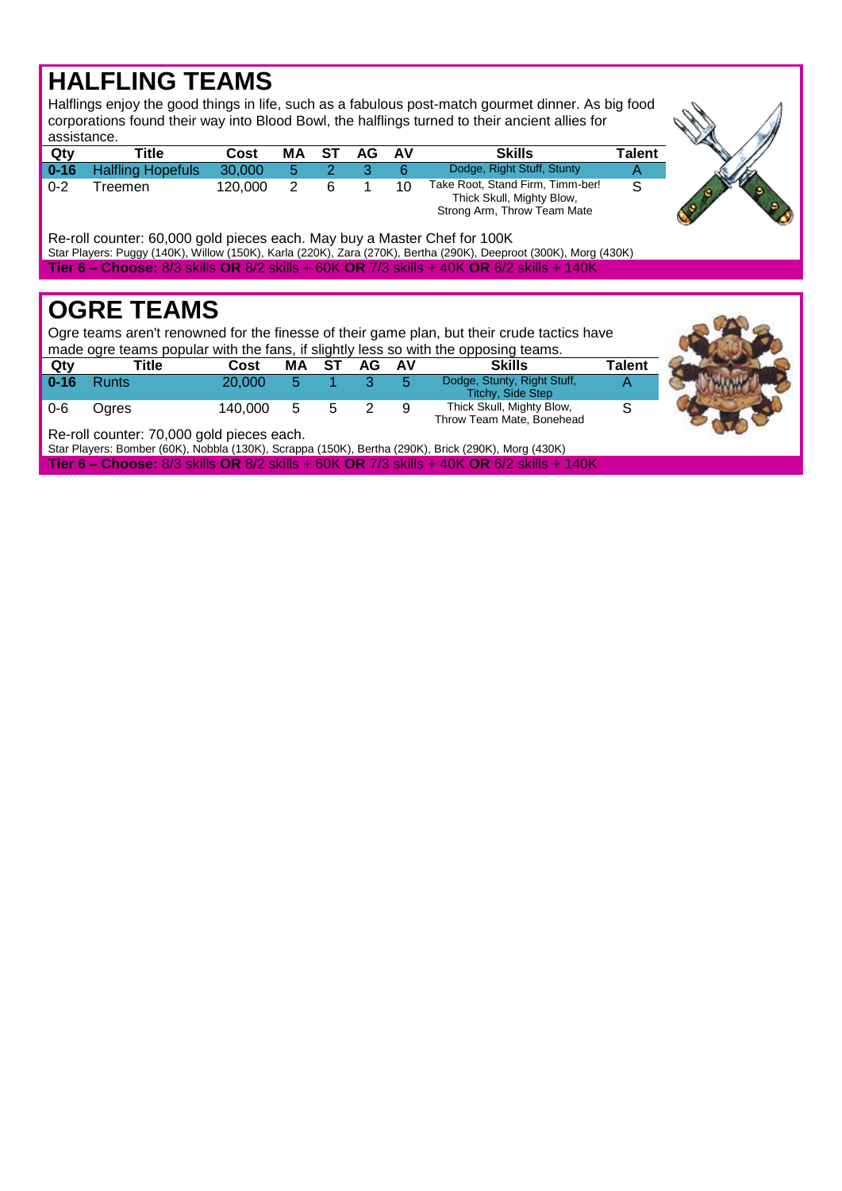# HALFLING TEAMS

Halflings enjoy the good things in life, such as a fabulous post-match gourmet dinner. As big food corporations found their way into Blood Bowl, the halflings turned to their ancient allies for assistance.

| Qty | Title | Cost | MA | ST | AG | AV | Skills | Talent |
|---|---|---|---|---|---|---|---|---|
| 0-16 | Halfling Hopefuls | 30,000 | 5 | 2 | 3 | 6 | Dodge, Right Stuff, Stunty | A |
| 0-2 | Treemen | 120,000 | 2 | 6 | 1 | 10 | Take Root, Stand Firm, Timm-ber! Thick Skull, Mighty Blow, Strong Arm, Throw Team Mate | S |

Re-roll counter: 60,000 gold pieces each. May buy a Master Chef for 100K

Star Players: Puggy (140K), Willow (150K), Karla (220K), Zara (270K), Bertha (290K), Deeproot (300K), Morg (430K)

**Tier 6 – Choose:** 8/3 skills **OR** 8/2 skills + 60K **OR** 7/3 skills + 40K **OR** 6/2 skills + 140K

# OGRE TEAMS

Ogre teams aren't renowned for the finesse of their game plan, but their crude tactics have made ogre teams popular with the fans, if slightly less so with the opposing teams.

| Qty | Title | Cost | MA | ST | AG | AV | Skills | Talent |
|---|---|---|---|---|---|---|---|---|
| 0-16 | Runts | 20,000 | 5 | 1 | 3 | 5 | Dodge, Stunty, Right Stuff, Titchy, Side Step | A |
| 0-6 | Ogres | 140,000 | 5 | 5 | 2 | 9 | Thick Skull, Mighty Blow, Throw Team Mate, Bonehead | S |

Re-roll counter: 70,000 gold pieces each.

Star Players: Bomber (60K), Nobbla (130K), Scrappa (150K), Bertha (290K), Brick (290K), Morg (430K)

**Tier 6 – Choose:** 8/3 skills **OR** 8/2 skills + 60K **OR** 7/3 skills + 40K **OR** 6/2 skills + 140K